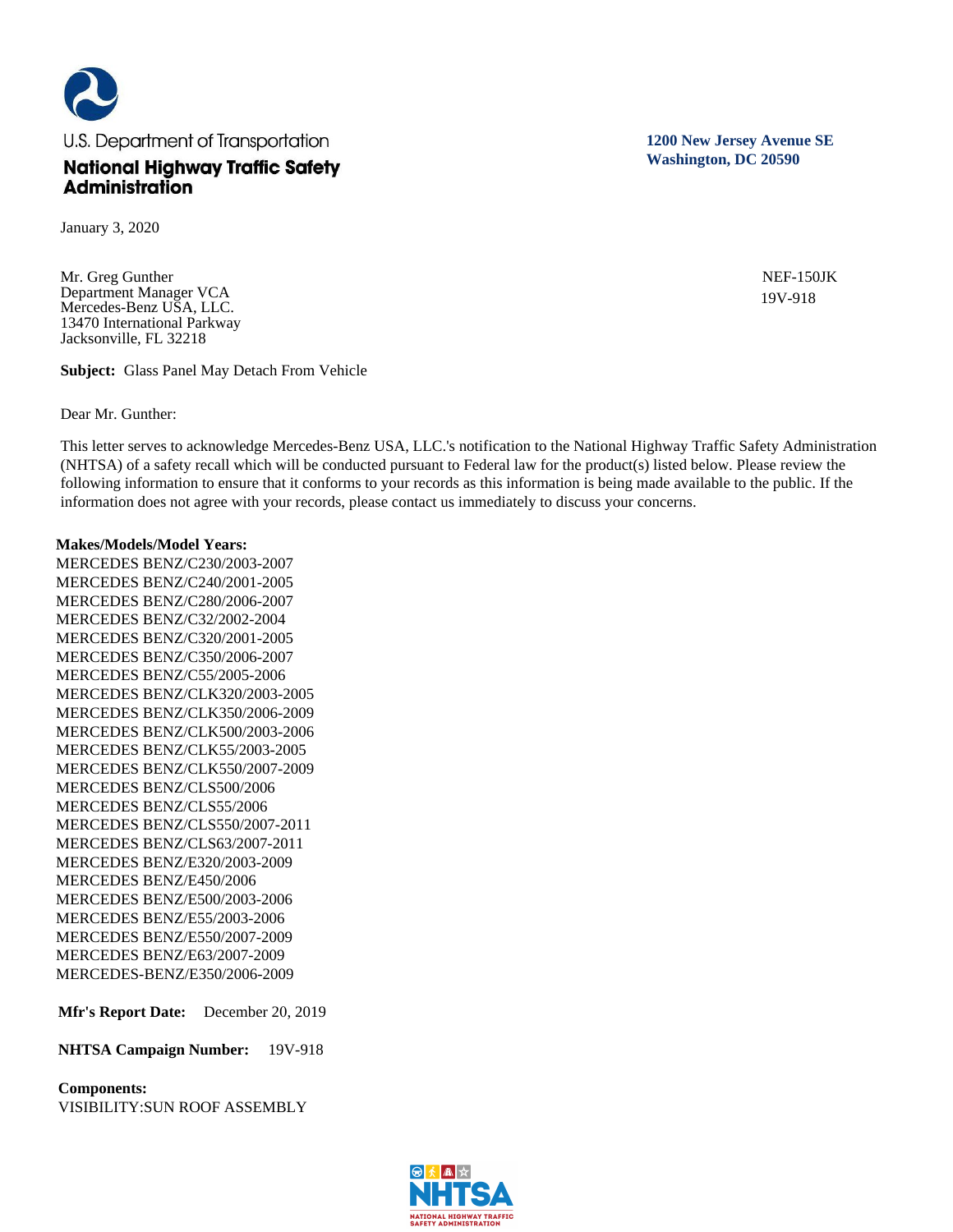U.S. Department of Transportation

**National Highway Traffic Safety Administration**

**1200 New Jersey Avenue SE**
**Washington, DC 20590**

January 3, 2020

Mr. Greg Gunther
Department Manager VCA
Mercedes-Benz USA, LLC.
13470 International Parkway
Jacksonville, FL 32218

NEF-150JK
19V-918

**Subject:** Glass Panel May Detach From Vehicle

Dear Mr. Gunther:

This letter serves to acknowledge Mercedes-Benz USA, LLC.'s notification to the National Highway Traffic Safety Administration (NHTSA) of a safety recall which will be conducted pursuant to Federal law for the product(s) listed below. Please review the following information to ensure that it conforms to your records as this information is being made available to the public. If the information does not agree with your records, please contact us immediately to discuss your concerns.

**Makes/Models/Model Years:**
MERCEDES BENZ/C230/2003-2007
MERCEDES BENZ/C240/2001-2005
MERCEDES BENZ/C280/2006-2007
MERCEDES BENZ/C32/2002-2004
MERCEDES BENZ/C320/2001-2005
MERCEDES BENZ/C350/2006-2007
MERCEDES BENZ/C55/2005-2006
MERCEDES BENZ/CLK320/2003-2005
MERCEDES BENZ/CLK350/2006-2009
MERCEDES BENZ/CLK500/2003-2006
MERCEDES BENZ/CLK55/2003-2005
MERCEDES BENZ/CLK550/2007-2009
MERCEDES BENZ/CLS500/2006
MERCEDES BENZ/CLS55/2006
MERCEDES BENZ/CLS550/2007-2011
MERCEDES BENZ/CLS63/2007-2011
MERCEDES BENZ/E320/2003-2009
MERCEDES BENZ/E450/2006
MERCEDES BENZ/E500/2003-2006
MERCEDES BENZ/E55/2003-2006
MERCEDES BENZ/E550/2007-2009
MERCEDES BENZ/E63/2007-2009
MERCEDES-BENZ/E350/2006-2009

**Mfr's Report Date:** December 20, 2019

**NHTSA Campaign Number:** 19V-918

**Components:**
VISIBILITY:SUN ROOF ASSEMBLY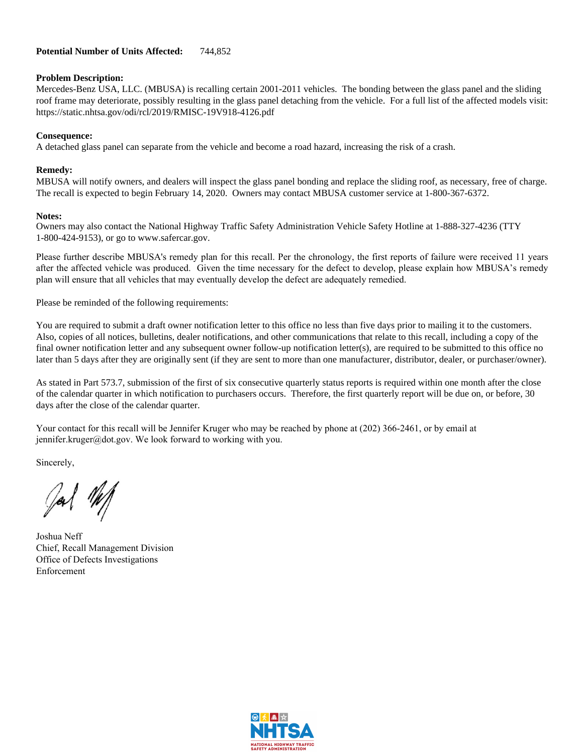**Potential Number of Units Affected:** 744,852

**Problem Description:**
Mercedes-Benz USA, LLC. (MBUSA) is recalling certain 2001-2011 vehicles. The bonding between the glass panel and the sliding roof frame may deteriorate, possibly resulting in the glass panel detaching from the vehicle. For a full list of the affected models visit: https://static.nhtsa.gov/odi/rcl/2019/RMISC-19V918-4126.pdf

**Consequence:**
A detached glass panel can separate from the vehicle and become a road hazard, increasing the risk of a crash.

**Remedy:**
MBUSA will notify owners, and dealers will inspect the glass panel bonding and replace the sliding roof, as necessary, free of charge. The recall is expected to begin February 14, 2020. Owners may contact MBUSA customer service at 1-800-367-6372.

**Notes:**
Owners may also contact the National Highway Traffic Safety Administration Vehicle Safety Hotline at 1-888-327-4236 (TTY 1-800-424-9153), or go to www.safercar.gov.

Please further describe MBUSA's remedy plan for this recall. Per the chronology, the first reports of failure were received 11 years after the affected vehicle was produced. Given the time necessary for the defect to develop, please explain how MBUSA's remedy plan will ensure that all vehicles that may eventually develop the defect are adequately remedied.

Please be reminded of the following requirements:

You are required to submit a draft owner notification letter to this office no less than five days prior to mailing it to the customers. Also, copies of all notices, bulletins, dealer notifications, and other communications that relate to this recall, including a copy of the final owner notification letter and any subsequent owner follow-up notification letter(s), are required to be submitted to this office no later than 5 days after they are originally sent (if they are sent to more than one manufacturer, distributor, dealer, or purchaser/owner).

As stated in Part 573.7, submission of the first of six consecutive quarterly status reports is required within one month after the close of the calendar quarter in which notification to purchasers occurs. Therefore, the first quarterly report will be due on, or before, 30 days after the close of the calendar quarter.

Your contact for this recall will be Jennifer Kruger who may be reached by phone at (202) 366-2461, or by email at jennifer.kruger@dot.gov. We look forward to working with you.

Sincerely,

Joshua Neff
Chief, Recall Management Division
Office of Defects Investigations
Enforcement